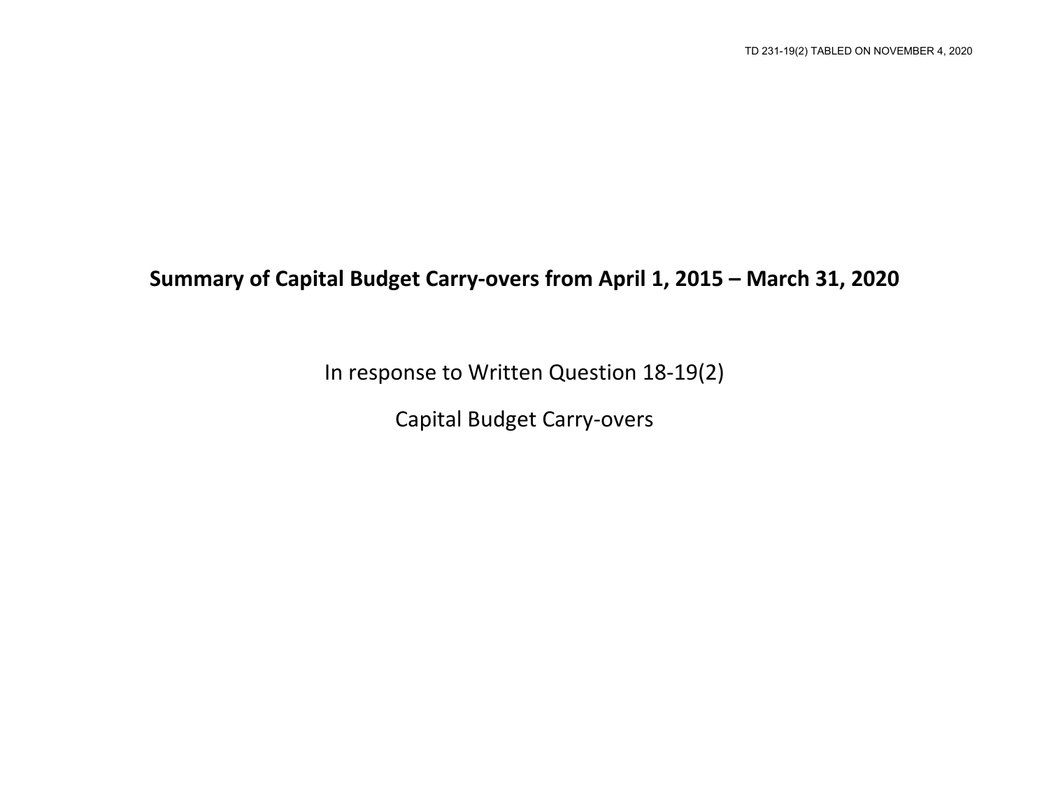TD 231-19(2) TABLED ON NOVEMBER 4, 2020

# Summary of Capital Budget Carry-overs from April 1, 2015 – March 31, 2020

In response to Written Question 18-19(2)

Capital Budget Carry-overs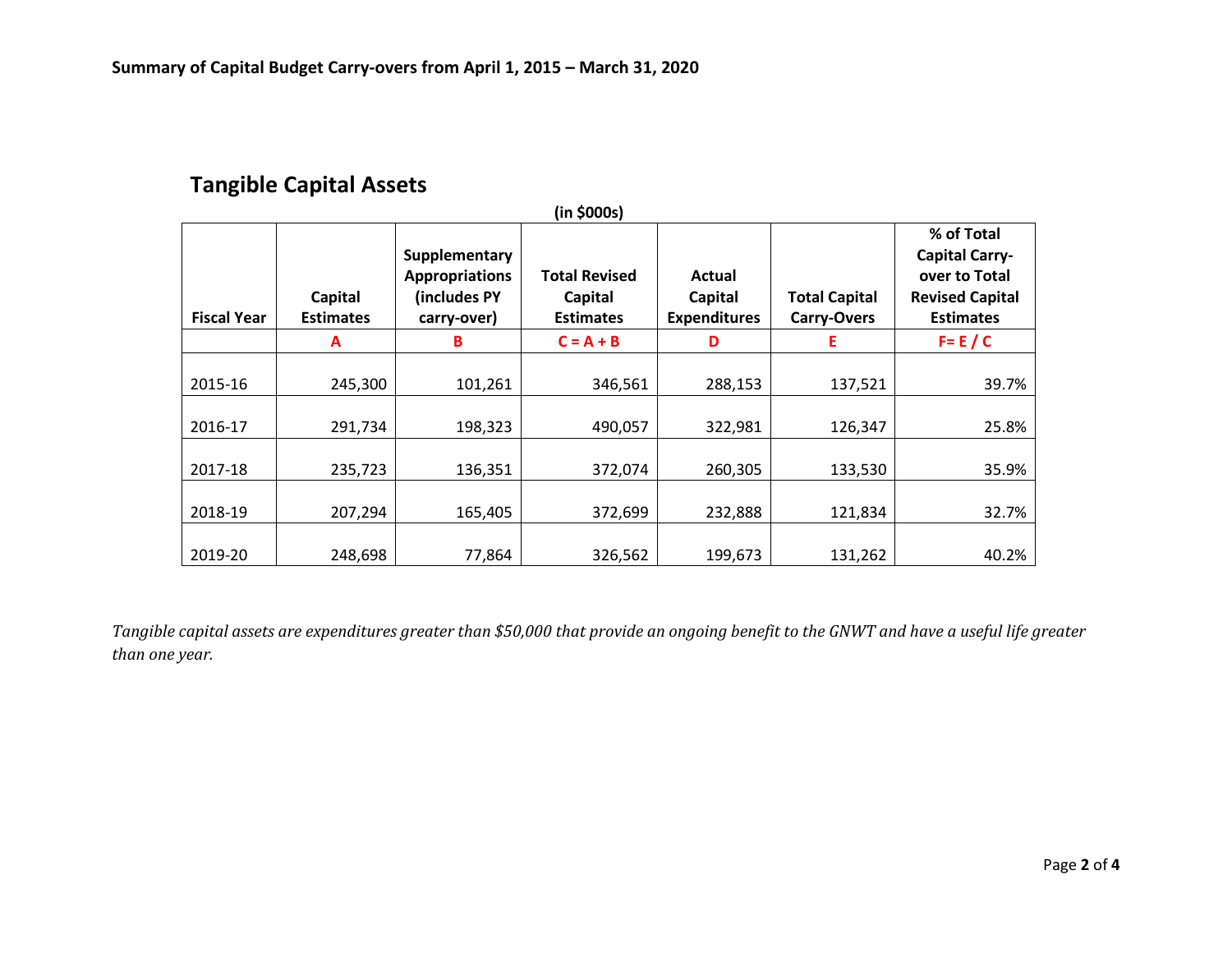**Summary of Capital Budget Carry-overs from April 1, 2015 – March 31, 2020**

## Tangible Capital Assets

(in $000s)

| Fiscal Year | Capital Estimates | Supplementary Appropriations (includes PY carry-over) | Total Revised Capital Estimates | Actual Capital Expenditures | Total Capital Carry-Overs | % of Total Capital Carry-over to Total Revised Capital Estimates |
|---|---|---|---|---|---|---|
| | A | B | C = A + B | D | E | F= E / C |
| 2015-16 | 245,300 | 101,261 | 346,561 | 288,153 | 137,521 | 39.7% |
| 2016-17 | 291,734 | 198,323 | 490,057 | 322,981 | 126,347 | 25.8% |
| 2017-18 | 235,723 | 136,351 | 372,074 | 260,305 | 133,530 | 35.9% |
| 2018-19 | 207,294 | 165,405 | 372,699 | 232,888 | 121,834 | 32.7% |
| 2019-20 | 248,698 | 77,864 | 326,562 | 199,673 | 131,262 | 40.2% |

*Tangible capital assets are expenditures greater than $50,000 that provide an ongoing benefit to the GNWT and have a useful life greater than one year.*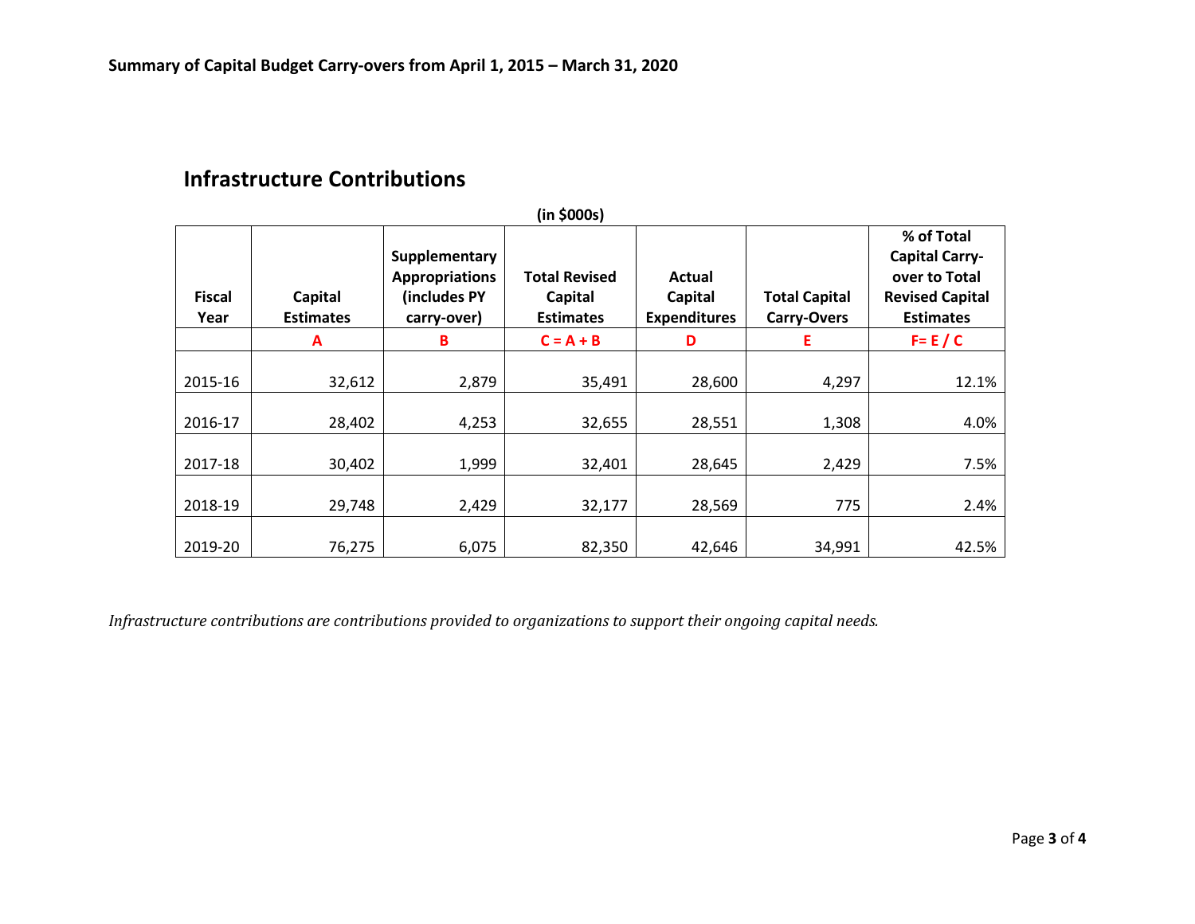**Summary of Capital Budget Carry-overs from April 1, 2015 – March 31, 2020**

## Infrastructure Contributions

**(in $000s)**

| Fiscal Year | Capital Estimates | Supplementary Appropriations (includes PY carry-over) | Total Revised Capital Estimates | Actual Capital Expenditures | Total Capital Carry-Overs | % of Total Capital Carry-over to Total Revised Capital Estimates |
|---|---|---|---|---|---|---|
| | A | B | C = A + B | D | E | F= E / C |
| 2015-16 | 32,612 | 2,879 | 35,491 | 28,600 | 4,297 | 12.1% |
| 2016-17 | 28,402 | 4,253 | 32,655 | 28,551 | 1,308 | 4.0% |
| 2017-18 | 30,402 | 1,999 | 32,401 | 28,645 | 2,429 | 7.5% |
| 2018-19 | 29,748 | 2,429 | 32,177 | 28,569 | 775 | 2.4% |
| 2019-20 | 76,275 | 6,075 | 82,350 | 42,646 | 34,991 | 42.5% |

*Infrastructure contributions are contributions provided to organizations to support their ongoing capital needs.*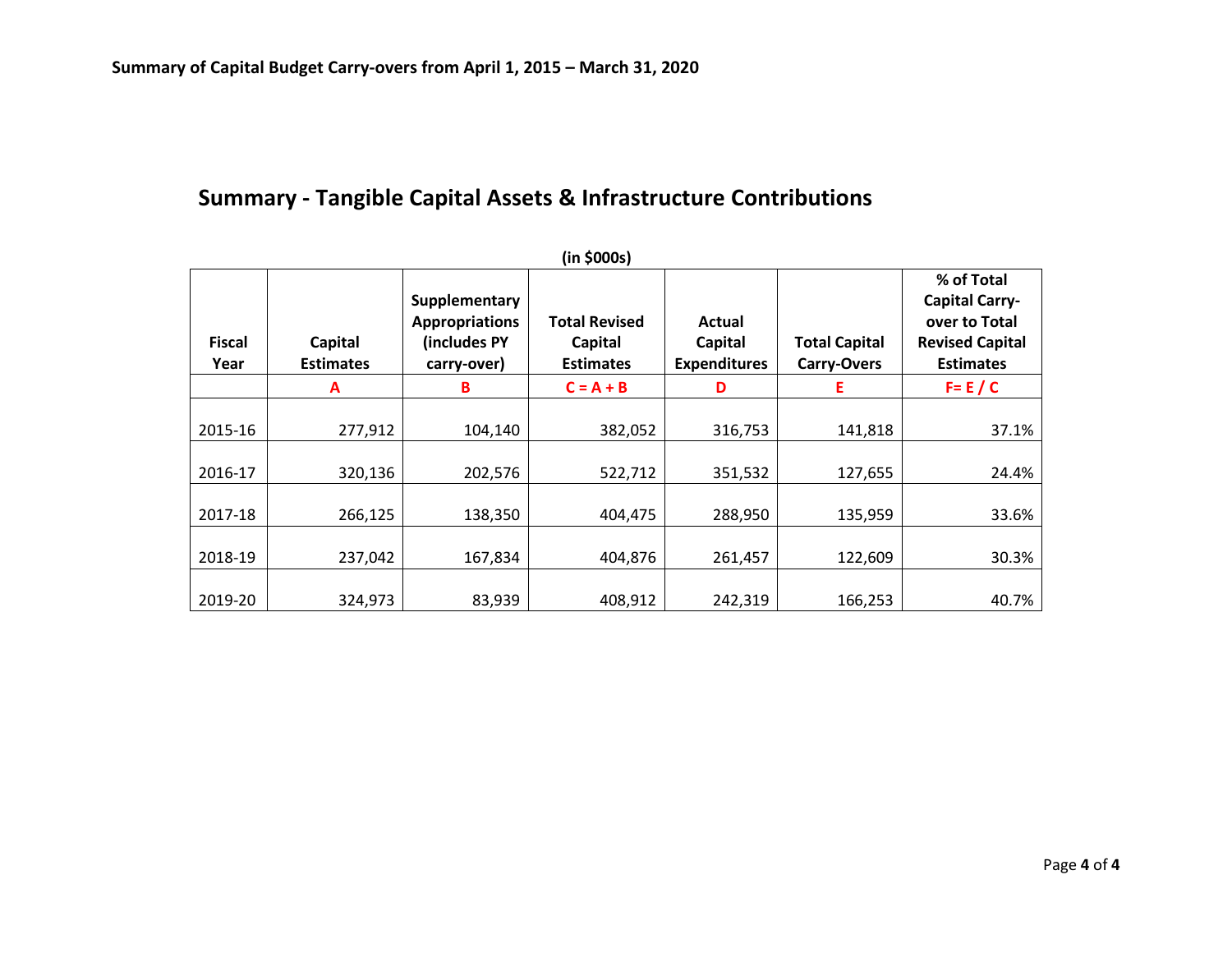**Summary of Capital Budget Carry-overs from April 1, 2015 – March 31, 2020**

## Summary - Tangible Capital Assets & Infrastructure Contributions

(in $000s)

| Fiscal Year | Capital Estimates | Supplementary Appropriations (includes PY carry-over) | Total Revised Capital Estimates | Actual Capital Expenditures | Total Capital Carry-Overs | % of Total Capital Carry-over to Total Revised Capital Estimates |
|---|---|---|---|---|---|---|
| | A | B | C = A + B | D | E | F= E / C |
| 2015-16 | 277,912 | 104,140 | 382,052 | 316,753 | 141,818 | 37.1% |
| 2016-17 | 320,136 | 202,576 | 522,712 | 351,532 | 127,655 | 24.4% |
| 2017-18 | 266,125 | 138,350 | 404,475 | 288,950 | 135,959 | 33.6% |
| 2018-19 | 237,042 | 167,834 | 404,876 | 261,457 | 122,609 | 30.3% |
| 2019-20 | 324,973 | 83,939 | 408,912 | 242,319 | 166,253 | 40.7% |